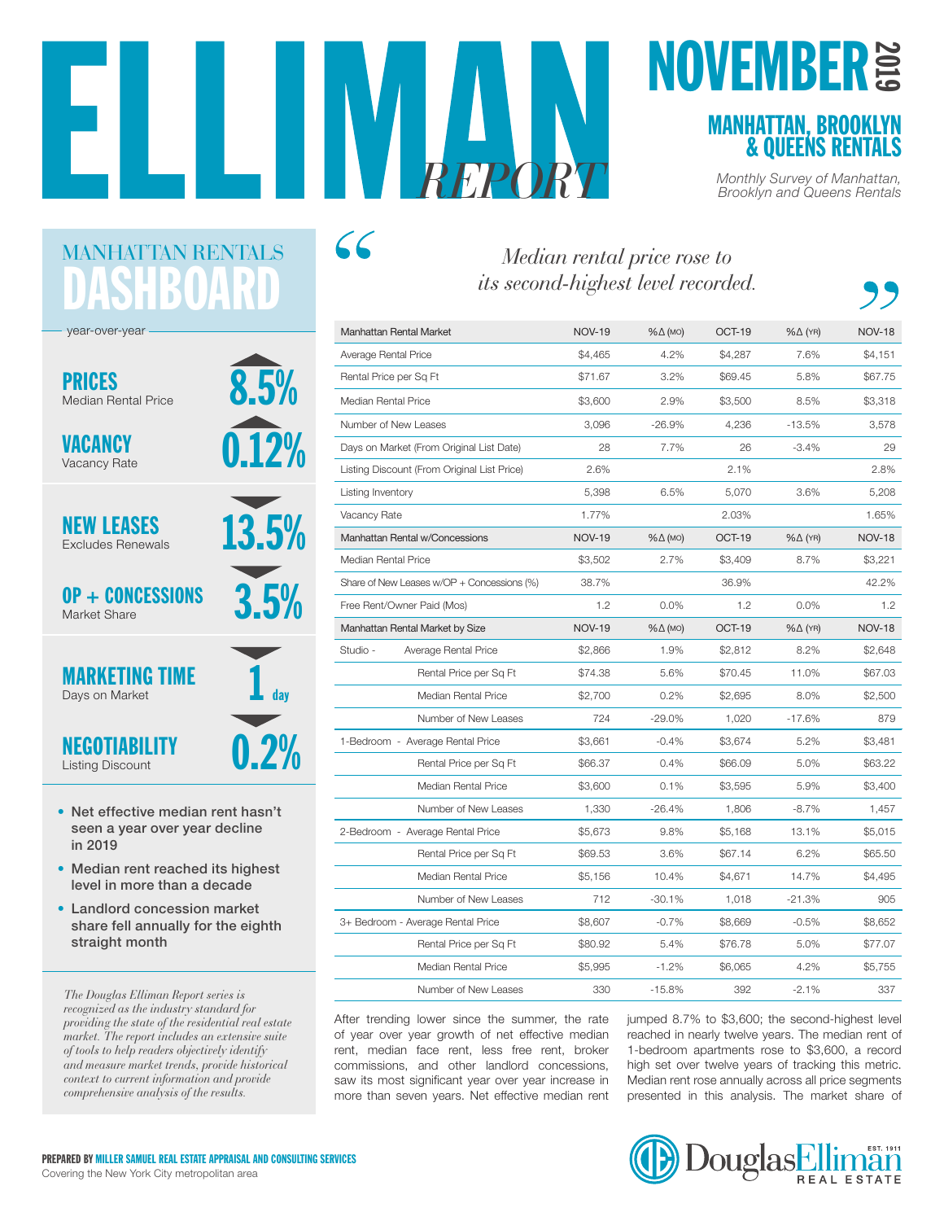# ELLIMAN REPORT

# NOVEMBER 2019

## MANHATTAN, BROOKLYN & QUEENS RENTALS

*Monthly Survey of Manhattan, Brooklyn and Queens Rentals*

## MANHATTAN RENTALS DASHBOARD

year-over-year

**PRICES** Median Rental Price — ▲ 8.5%

**VACANCY** Vacancy Rate — ▲ 0.12%

**NEW LEASES** Excludes Renewals — ▼ 13.5%

**OP + CONCESSIONS** Market Share — ▼ 3.5%

**MARKETING TIME** Days on Market — ▼ 1 day

**NEGOTIABILITY** Listing Discount — ▼ 0.2%

- Net effective median rent hasn't seen a year over year decline in 2019
- Median rent reached its highest level in more than a decade
- Landlord concession market share fell annually for the eighth straight month

*The Douglas Elliman Report series is recognized as the industry standard for providing the state of the residential real estate market. The report includes an extensive suite of tools to help readers objectively identify and measure market trends, provide historical context to current information and provide comprehensive analysis of the results.*

> *"Median rental price rose to its second-highest level recorded."*

| Manhattan Rental Market | NOV-19 | %Δ (MO) | OCT-19 | %Δ (YR) | NOV-18 |
|---|---|---|---|---|---|
| Average Rental Price | $4,465 | 4.2% | $4,287 | 7.6% | $4,151 |
| Rental Price per Sq Ft | $71.67 | 3.2% | $69.45 | 5.8% | $67.75 |
| Median Rental Price | $3,600 | 2.9% | $3,500 | 8.5% | $3,318 |
| Number of New Leases | 3,096 | -26.9% | 4,236 | -13.5% | 3,578 |
| Days on Market (From Original List Date) | 28 | 7.7% | 26 | -3.4% | 29 |
| Listing Discount (From Original List Price) | 2.6% | | 2.1% | | 2.8% |
| Listing Inventory | 5,398 | 6.5% | 5,070 | 3.6% | 5,208 |
| Vacancy Rate | 1.77% | | 2.03% | | 1.65% |
| **Manhattan Rental w/Concessions** | **NOV-19** | **%Δ (MO)** | **OCT-19** | **%Δ (YR)** | **NOV-18** |
| Median Rental Price | $3,502 | 2.7% | $3,409 | 8.7% | $3,221 |
| Share of New Leases w/OP + Concessions (%) | 38.7% | | 36.9% | | 42.2% |
| Free Rent/Owner Paid (Mos) | 1.2 | 0.0% | 1.2 | 0.0% | 1.2 |
| **Manhattan Rental Market by Size** | **NOV-19** | **%Δ (MO)** | **OCT-19** | **%Δ (YR)** | **NOV-18** |
| Studio - Average Rental Price | $2,866 | 1.9% | $2,812 | 8.2% | $2,648 |
| Rental Price per Sq Ft | $74.38 | 5.6% | $70.45 | 11.0% | $67.03 |
| Median Rental Price | $2,700 | 0.2% | $2,695 | 8.0% | $2,500 |
| Number of New Leases | 724 | -29.0% | 1,020 | -17.6% | 879 |
| 1-Bedroom - Average Rental Price | $3,661 | -0.4% | $3,674 | 5.2% | $3,481 |
| Rental Price per Sq Ft | $66.37 | 0.4% | $66.09 | 5.0% | $63.22 |
| Median Rental Price | $3,600 | 0.1% | $3,595 | 5.9% | $3,400 |
| Number of New Leases | 1,330 | -26.4% | 1,806 | -8.7% | 1,457 |
| 2-Bedroom - Average Rental Price | $5,673 | 9.8% | $5,168 | 13.1% | $5,015 |
| Rental Price per Sq Ft | $69.53 | 3.6% | $67.14 | 6.2% | $65.50 |
| Median Rental Price | $5,156 | 10.4% | $4,671 | 14.7% | $4,495 |
| Number of New Leases | 712 | -30.1% | 1,018 | -21.3% | 905 |
| 3+ Bedroom - Average Rental Price | $8,607 | -0.7% | $8,669 | -0.5% | $8,652 |
| Rental Price per Sq Ft | $80.92 | 5.4% | $76.78 | 5.0% | $77.07 |
| Median Rental Price | $5,995 | -1.2% | $6,065 | 4.2% | $5,755 |
| Number of New Leases | 330 | -15.8% | 392 | -2.1% | 337 |

After trending lower since the summer, the rate of year over year growth of net effective median rent, median face rent, less free rent, broker commissions, and other landlord concessions, saw its most significant year over year increase in more than seven years. Net effective median rent jumped 8.7% to $3,600; the second-highest level reached in nearly twelve years. The median rent of 1-bedroom apartments rose to $3,600, a record high set over twelve years of tracking this metric. Median rent rose annually across all price segments presented in this analysis. The market share of

**PREPARED BY MILLER SAMUEL REAL ESTATE APPRAISAL AND CONSULTING SERVICES**
Covering the New York City metropolitan area

Douglas Elliman Real Estate — Est. 1911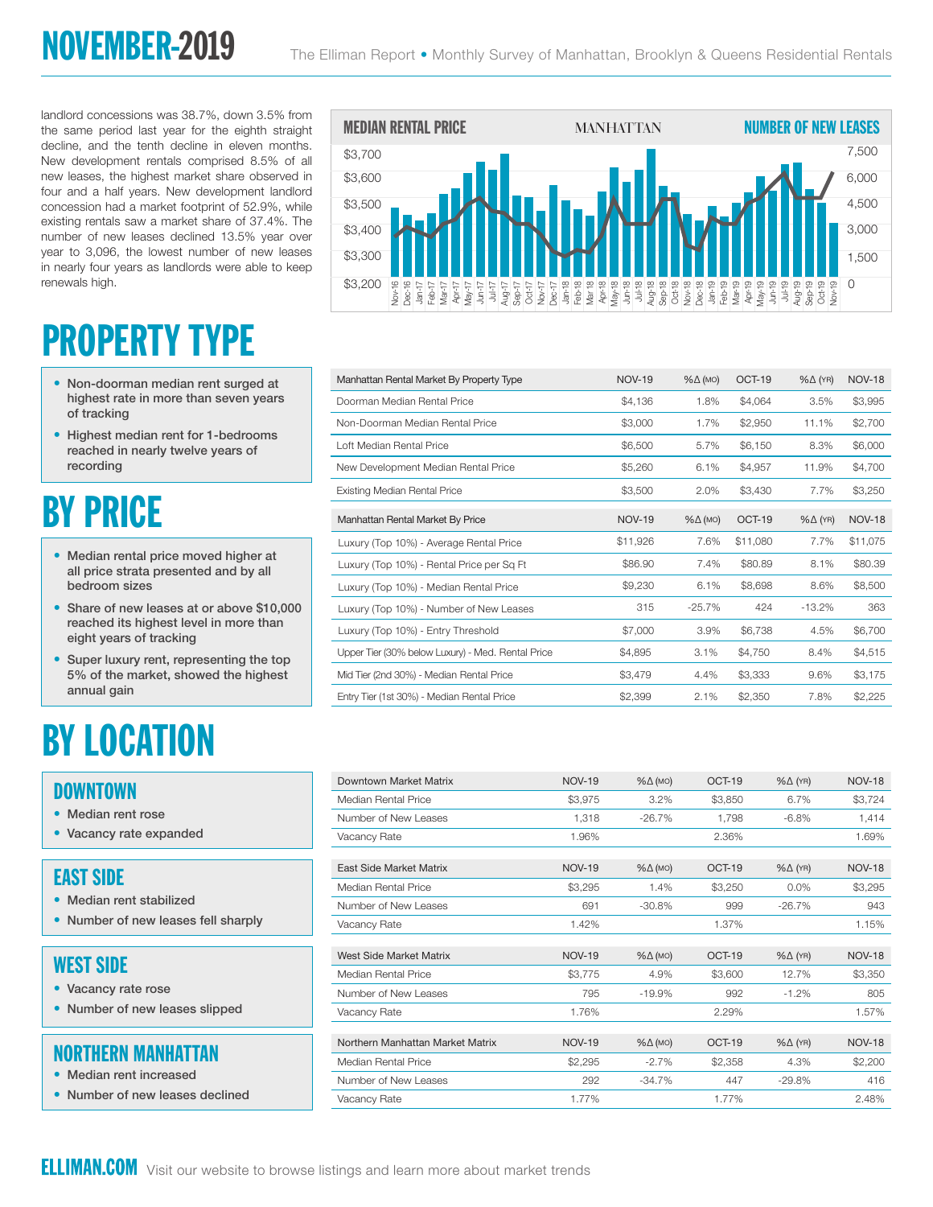# NOVEMBER-2019

landlord concessions was 38.7%, down 3.5% from the same period last year for the eighth straight decline, and the tenth decline in eleven months. New development rentals comprised 8.5% of all new leases, the highest market share observed in four and a half years. New development landlord concession had a market footprint of 52.9%, while existing rentals saw a market share of 37.4%. The number of new leases declined 13.5% year over year to 3,096, the lowest number of new leases in nearly four years as landlords were able to keep renewals high.

MEDIAN RENTAL PRICE — MANHATTAN — NUMBER OF NEW LEASES

# PROPERTY TYPE

- Non-doorman median rent surged at highest rate in more than seven years of tracking
- Highest median rent for 1-bedrooms reached in nearly twelve years of recording

| Manhattan Rental Market By Property Type | NOV-19 | %Δ (MO) | OCT-19 | %Δ (YR) | NOV-18 |
|---|---|---|---|---|---|
| Doorman Median Rental Price | $4,136 | 1.8% | $4,064 | 3.5% | $3,995 |
| Non-Doorman Median Rental Price | $3,000 | 1.7% | $2,950 | 11.1% | $2,700 |
| Loft Median Rental Price | $6,500 | 5.7% | $6,150 | 8.3% | $6,000 |
| New Development Median Rental Price | $5,260 | 6.1% | $4,957 | 11.9% | $4,700 |
| Existing Median Rental Price | $3,500 | 2.0% | $3,430 | 7.7% | $3,250 |

# BY PRICE

- Median rental price moved higher at all price strata presented and by all bedroom sizes
- Share of new leases at or above $10,000 reached its highest level in more than eight years of tracking
- Super luxury rent, representing the top 5% of the market, showed the highest annual gain

| Manhattan Rental Market By Price | NOV-19 | %Δ (MO) | OCT-19 | %Δ (YR) | NOV-18 |
|---|---|---|---|---|---|
| Luxury (Top 10%) - Average Rental Price | $11,926 | 7.6% | $11,080 | 7.7% | $11,075 |
| Luxury (Top 10%) - Rental Price per Sq Ft | $86.90 | 7.4% | $80.89 | 8.1% | $80.39 |
| Luxury (Top 10%) - Median Rental Price | $9,230 | 6.1% | $8,698 | 8.6% | $8,500 |
| Luxury (Top 10%) - Number of New Leases | 315 | -25.7% | 424 | -13.2% | 363 |
| Luxury (Top 10%) - Entry Threshold | $7,000 | 3.9% | $6,738 | 4.5% | $6,700 |
| Upper Tier (30% below Luxury) - Med. Rental Price | $4,895 | 3.1% | $4,750 | 8.4% | $4,515 |
| Mid Tier (2nd 30%) - Median Rental Price | $3,479 | 4.4% | $3,333 | 9.6% | $3,175 |
| Entry Tier (1st 30%) - Median Rental Price | $2,399 | 2.1% | $2,350 | 7.8% | $2,225 |

# BY LOCATION

## DOWNTOWN

- Median rent rose
- Vacancy rate expanded

| Downtown Market Matrix | NOV-19 | %Δ (MO) | OCT-19 | %Δ (YR) | NOV-18 |
|---|---|---|---|---|---|
| Median Rental Price | $3,975 | 3.2% | $3,850 | 6.7% | $3,724 |
| Number of New Leases | 1,318 | -26.7% | 1,798 | -6.8% | 1,414 |
| Vacancy Rate | 1.96% | | 2.36% | | 1.69% |

## EAST SIDE

- Median rent stabilized
- Number of new leases fell sharply

| East Side Market Matrix | NOV-19 | %Δ (MO) | OCT-19 | %Δ (YR) | NOV-18 |
|---|---|---|---|---|---|
| Median Rental Price | $3,295 | 1.4% | $3,250 | 0.0% | $3,295 |
| Number of New Leases | 691 | -30.8% | 999 | -26.7% | 943 |
| Vacancy Rate | 1.42% | | 1.37% | | 1.15% |

## WEST SIDE

- Vacancy rate rose
- Number of new leases slipped

| West Side Market Matrix | NOV-19 | %Δ (MO) | OCT-19 | %Δ (YR) | NOV-18 |
|---|---|---|---|---|---|
| Median Rental Price | $3,775 | 4.9% | $3,600 | 12.7% | $3,350 |
| Number of New Leases | 795 | -19.9% | 992 | -1.2% | 805 |
| Vacancy Rate | 1.76% | | 2.29% | | 1.57% |

## NORTHERN MANHATTAN

- Median rent increased
- Number of new leases declined

| Northern Manhattan Market Matrix | NOV-19 | %Δ (MO) | OCT-19 | %Δ (YR) | NOV-18 |
|---|---|---|---|---|---|
| Median Rental Price | $2,295 | -2.7% | $2,358 | 4.3% | $2,200 |
| Number of New Leases | 292 | -34.7% | 447 | -29.8% | 416 |
| Vacancy Rate | 1.77% | | 1.77% | | 2.48% |

**ELLIMAN.COM** Visit our website to browse listings and learn more about market trends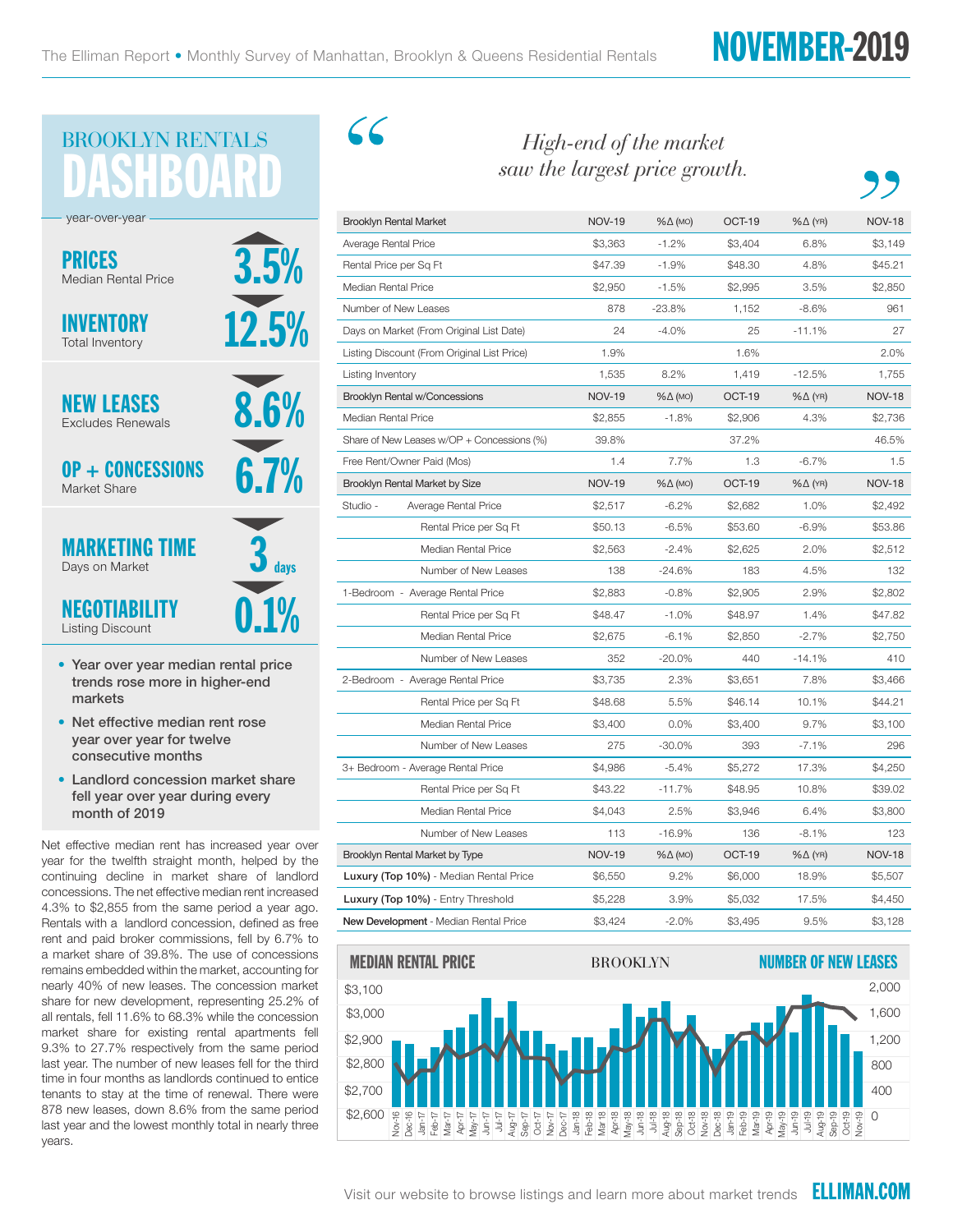# BROOKLYN RENTALS DASHBOARD

year-over-year

**PRICES** — Median Rental Price: ▲ 3.5%

**INVENTORY** — Total Inventory: ▼ 12.5%

**NEW LEASES** — Excludes Renewals: ▼ 8.6%

**OP + CONCESSIONS** — Market Share: ▼ 6.7%

**MARKETING TIME** — Days on Market: ▼ 3 days

**NEGOTIABILITY** — Listing Discount: ▼ 0.1%

- **Year over year median rental price trends rose more in higher-end markets**
- **Net effective median rent rose year over year for twelve consecutive months**
- **Landlord concession market share fell year over year during every month of 2019**

Net effective median rent has increased year over year for the twelfth straight month, helped by the continuing decline in market share of landlord concessions. The net effective median rent increased 4.3% to $2,855 from the same period a year ago. Rentals with a landlord concession, defined as free rent and paid broker commissions, fell by 6.7% to a market share of 39.8%. The use of concessions remains embedded within the market, accounting for nearly 40% of new leases. The concession market share for new development, representing 25.2% of all rentals, fell 11.6% to 68.3% while the concession market share for existing rental apartments fell 9.3% to 27.7% respectively from the same period last year. The number of new leases fell for the third time in four months as landlords continued to entice tenants to stay at the time of renewal. There were 878 new leases, down 8.6% from the same period last year and the lowest monthly total in nearly three years.

*"High-end of the market saw the largest price growth."*

| Brooklyn Rental Market | NOV-19 | %Δ (MO) | OCT-19 | %Δ (YR) | NOV-18 |
|---|---|---|---|---|---|
| Average Rental Price | $3,363 | -1.2% | $3,404 | 6.8% | $3,149 |
| Rental Price per Sq Ft | $47.39 | -1.9% | $48.30 | 4.8% | $45.21 |
| Median Rental Price | $2,950 | -1.5% | $2,995 | 3.5% | $2,850 |
| Number of New Leases | 878 | -23.8% | 1,152 | -8.6% | 961 |
| Days on Market (From Original List Date) | 24 | -4.0% | 25 | -11.1% | 27 |
| Listing Discount (From Original List Price) | 1.9% | | 1.6% | | 2.0% |
| Listing Inventory | 1,535 | 8.2% | 1,419 | -12.5% | 1,755 |
| **Brooklyn Rental w/Concessions** | **NOV-19** | **%Δ (MO)** | **OCT-19** | **%Δ (YR)** | **NOV-18** |
| Median Rental Price | $2,855 | -1.8% | $2,906 | 4.3% | $2,736 |
| Share of New Leases w/OP + Concessions (%) | 39.8% | | 37.2% | | 46.5% |
| Free Rent/Owner Paid (Mos) | 1.4 | 7.7% | 1.3 | -6.7% | 1.5 |
| **Brooklyn Rental Market by Size** | **NOV-19** | **%Δ (MO)** | **OCT-19** | **%Δ (YR)** | **NOV-18** |
| Studio - Average Rental Price | $2,517 | -6.2% | $2,682 | 1.0% | $2,492 |
| Rental Price per Sq Ft | $50.13 | -6.5% | $53.60 | -6.9% | $53.86 |
| Median Rental Price | $2,563 | -2.4% | $2,625 | 2.0% | $2,512 |
| Number of New Leases | 138 | -24.6% | 183 | 4.5% | 132 |
| 1-Bedroom - Average Rental Price | $2,883 | -0.8% | $2,905 | 2.9% | $2,802 |
| Rental Price per Sq Ft | $48.47 | -1.0% | $48.97 | 1.4% | $47.82 |
| Median Rental Price | $2,675 | -6.1% | $2,850 | -2.7% | $2,750 |
| Number of New Leases | 352 | -20.0% | 440 | -14.1% | 410 |
| 2-Bedroom - Average Rental Price | $3,735 | 2.3% | $3,651 | 7.8% | $3,466 |
| Rental Price per Sq Ft | $48.68 | 5.5% | $46.14 | 10.1% | $44.21 |
| Median Rental Price | $3,400 | 0.0% | $3,400 | 9.7% | $3,100 |
| Number of New Leases | 275 | -30.0% | 393 | -7.1% | 296 |
| 3+ Bedroom - Average Rental Price | $4,986 | -5.4% | $5,272 | 17.3% | $4,250 |
| Rental Price per Sq Ft | $43.22 | -11.7% | $48.95 | 10.8% | $39.02 |
| Median Rental Price | $4,043 | 2.5% | $3,946 | 6.4% | $3,800 |
| Number of New Leases | 113 | -16.9% | 136 | -8.1% | 123 |
| **Brooklyn Rental Market by Type** | **NOV-19** | **%Δ (MO)** | **OCT-19** | **%Δ (YR)** | **NOV-18** |
| **Luxury (Top 10%)** - Median Rental Price | $6,550 | 9.2% | $6,000 | 18.9% | $5,507 |
| **Luxury (Top 10%)** - Entry Threshold | $5,228 | 3.9% | $5,032 | 17.5% | $4,450 |
| **New Development** - Median Rental Price | $3,424 | -2.0% | $3,495 | 9.5% | $3,128 |

**MEDIAN RENTAL PRICE** — BROOKLYN — **NUMBER OF NEW LEASES**

Visit our website to browse listings and learn more about market trends **ELLIMAN.COM**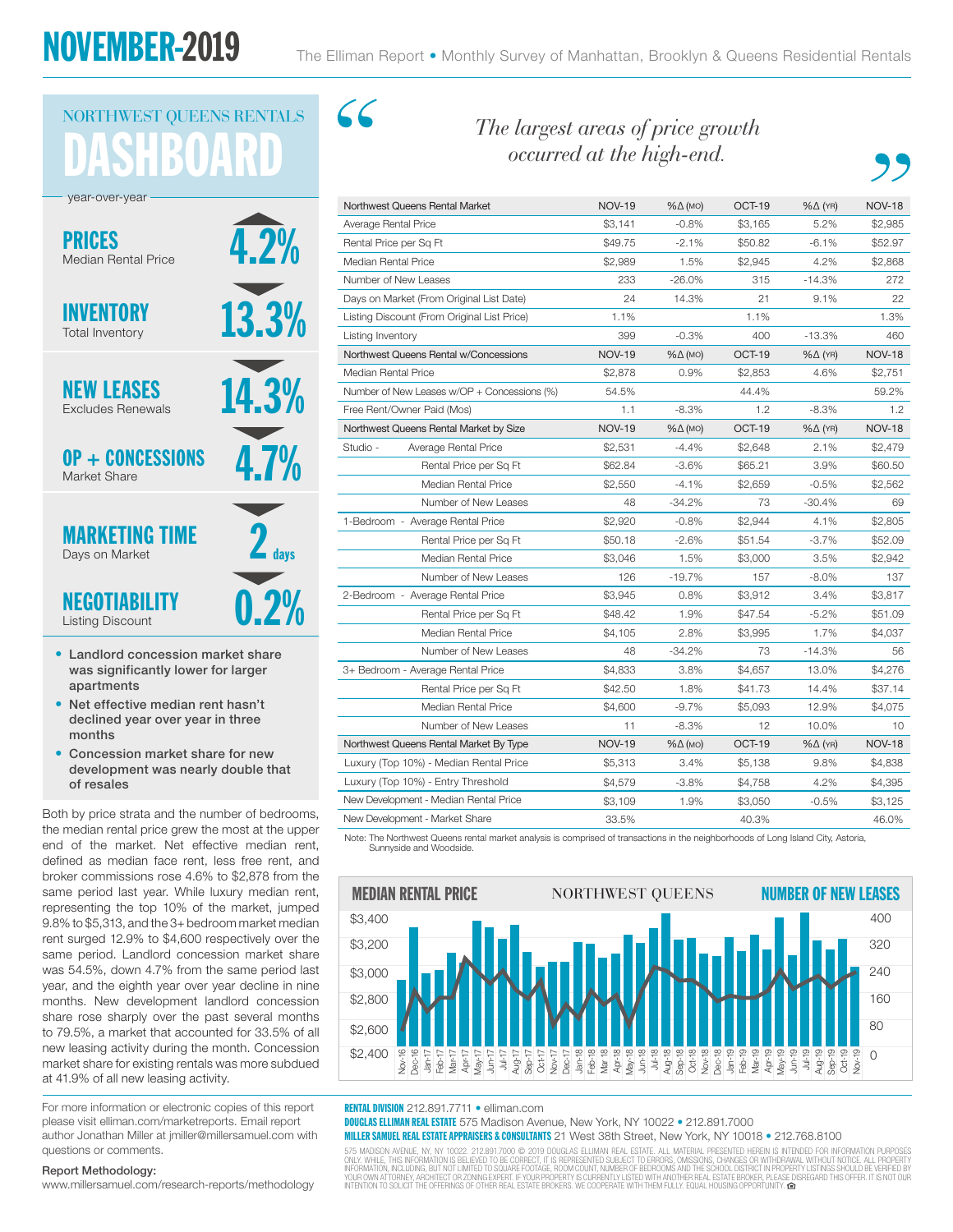# NOVEMBER-2019

The Elliman Report • Monthly Survey of Manhattan, Brooklyn & Queens Residential Rentals

## NORTHWEST QUEENS RENTALS DASHBOARD

year-over-year

**PRICES** Median Rental Price — 4.2% (up)

**INVENTORY** Total Inventory — 13.3% (down)

**NEW LEASES** Excludes Renewals — 14.3% (down)

**OP + CONCESSIONS** Market Share — 4.7% (down)

**MARKETING TIME** Days on Market — 2 days (up)

**NEGOTIABILITY** Listing Discount — 0.2% (down)

- Landlord concession market share was significantly lower for larger apartments
- Net effective median rent hasn't declined year over year in three months
- Concession market share for new development was nearly double that of resales

Both by price strata and the number of bedrooms, the median rental price grew the most at the upper end of the market. Net effective median rent, defined as median face rent, less free rent, and broker commissions rose 4.6% to $2,878 from the same period last year. While luxury median rent, representing the top 10% of the market, jumped 9.8% to $5,313, and the 3+ bedroom market median rent surged 12.9% to $4,600 respectively over the same period. Landlord concession market share was 54.5%, down 4.7% from the same period last year, and the eighth year over year decline in nine months. New development landlord concession share rose sharply over the past several months to 79.5%, a market that accounted for 33.5% of all new leasing activity during the month. Concession market share for existing rentals was more subdued at 41.9% of all new leasing activity.

*"The largest areas of price growth occurred at the high-end."*

| Northwest Queens Rental Market | NOV-19 | %Δ (MO) | OCT-19 | %Δ (YR) | NOV-18 |
|---|---|---|---|---|---|
| Average Rental Price | $3,141 | -0.8% | $3,165 | 5.2% | $2,985 |
| Rental Price per Sq Ft | $49.75 | -2.1% | $50.82 | -6.1% | $52.97 |
| Median Rental Price | $2,989 | 1.5% | $2,945 | 4.2% | $2,868 |
| Number of New Leases | 233 | -26.0% | 315 | -14.3% | 272 |
| Days on Market (From Original List Date) | 24 | 14.3% | 21 | 9.1% | 22 |
| Listing Discount (From Original List Price) | 1.1% | | 1.1% | | 1.3% |
| Listing Inventory | 399 | -0.3% | 400 | -13.3% | 460 |
| **Northwest Queens Rental w/Concessions** | **NOV-19** | **%Δ (MO)** | **OCT-19** | **%Δ (YR)** | **NOV-18** |
| Median Rental Price | $2,878 | 0.9% | $2,853 | 4.6% | $2,751 |
| Number of New Leases w/OP + Concessions (%) | 54.5% | | 44.4% | | 59.2% |
| Free Rent/Owner Paid (Mos) | 1.1 | -8.3% | 1.2 | -8.3% | 1.2 |
| **Northwest Queens Rental Market by Size** | **NOV-19** | **%Δ (MO)** | **OCT-19** | **%Δ (YR)** | **NOV-18** |
| Studio - Average Rental Price | $2,531 | -4.4% | $2,648 | 2.1% | $2,479 |
| Rental Price per Sq Ft | $62.84 | -3.6% | $65.21 | 3.9% | $60.50 |
| Median Rental Price | $2,550 | -4.1% | $2,659 | -0.5% | $2,562 |
| Number of New Leases | 48 | -34.2% | 73 | -30.4% | 69 |
| 1-Bedroom - Average Rental Price | $2,920 | -0.8% | $2,944 | 4.1% | $2,805 |
| Rental Price per Sq Ft | $50.18 | -2.6% | $51.54 | -3.7% | $52.09 |
| Median Rental Price | $3,046 | 1.5% | $3,000 | 3.5% | $2,942 |
| Number of New Leases | 126 | -19.7% | 157 | -8.0% | 137 |
| 2-Bedroom - Average Rental Price | $3,945 | 0.8% | $3,912 | 3.4% | $3,817 |
| Rental Price per Sq Ft | $48.42 | 1.9% | $47.54 | -5.2% | $51.09 |
| Median Rental Price | $4,105 | 2.8% | $3,995 | 1.7% | $4,037 |
| Number of New Leases | 48 | -34.2% | 73 | -14.3% | 56 |
| 3+ Bedroom - Average Rental Price | $4,833 | 3.8% | $4,657 | 13.0% | $4,276 |
| Rental Price per Sq Ft | $42.50 | 1.8% | $41.73 | 14.4% | $37.14 |
| Median Rental Price | $4,600 | -9.7% | $5,093 | 12.9% | $4,075 |
| Number of New Leases | 11 | -8.3% | 12 | 10.0% | 10 |
| **Northwest Queens Rental Market By Type** | **NOV-19** | **%Δ (MO)** | **OCT-19** | **%Δ (YR)** | **NOV-18** |
| Luxury (Top 10%) - Median Rental Price | $5,313 | 3.4% | $5,138 | 9.8% | $4,838 |
| Luxury (Top 10%) - Entry Threshold | $4,579 | -3.8% | $4,758 | 4.2% | $4,395 |
| New Development - Median Rental Price | $3,109 | 1.9% | $3,050 | -0.5% | $3,125 |
| New Development - Market Share | 33.5% | | 40.3% | | 46.0% |

Note: The Northwest Queens rental market analysis is comprised of transactions in the neighborhoods of Long Island City, Astoria, Sunnyside and Woodside.

MEDIAN RENTAL PRICE — NORTHWEST QUEENS — NUMBER OF NEW LEASES

$3,400
$3,200
$3,000
$2,800
$2,600
$2,400

400
320
240
160
80
0

Nov-16, Dec-16, Jan-17, Feb-17, Mar-17, Apr-17, May-17, Jun-17, Jul-17, Aug-17, Sep-17, Oct-17, Nov-17, Dec-17, Jan-18, Feb-18, Mar-18, Apr-18, May-18, Jun-18, Jul-18, Aug-18, Sep-18, Oct-18, Nov-18, Dec-18, Jan-19, Feb-19, Mar-19, Apr-19, May-19, Jun-19, Jul-19, Aug-19, Sep-19, Oct-19, Nov-19

For more information or electronic copies of this report please visit elliman.com/marketreports. Email report author Jonathan Miller at jmiller@millersamuel.com with questions or comments.

**Report Methodology:**
www.millersamuel.com/research-reports/methodology

**RENTAL DIVISION** 212.891.7711 • elliman.com
**DOUGLAS ELLIMAN REAL ESTATE** 575 Madison Avenue, New York, NY 10022 • 212.891.7000
**MILLER SAMUEL REAL ESTATE APPRAISERS & CONSULTANTS** 21 West 38th Street, New York, NY 10018 • 212.768.8100

575 MADISON AVENUE, NY, NY 10022. 212.891.7000 © 2019 DOUGLAS ELLIMAN REAL ESTATE. ALL MATERIAL PRESENTED HEREIN IS INTENDED FOR INFORMATION PURPOSES ONLY. WHILE, THIS INFORMATION IS BELIEVED TO BE CORRECT, IT IS REPRESENTED SUBJECT TO ERRORS, OMISSIONS, CHANGES OR WITHDRAWAL WITHOUT NOTICE. ALL PROPERTY INFORMATION, INCLUDING, BUT NOT LIMITED TO SQUARE FOOTAGE, ROOM COUNT, NUMBER OF BEDROOMS AND THE SCHOOL DISTRICT IN PROPERTY LISTINGS SHOULD BE VERIFIED BY YOUR OWN ATTORNEY, ARCHITECT OR ZONING EXPERT. IF YOUR PROPERTY IS CURRENTLY LISTED WITH ANOTHER REAL ESTATE BROKER, PLEASE DISREGARD THIS OFFER. IT IS NOT OUR INTENTION TO SOLICIT THE OFFERINGS OF OTHER REAL ESTATE BROKERS. WE COOPERATE WITH THEM FULLY. EQUAL HOUSING OPPORTUNITY.